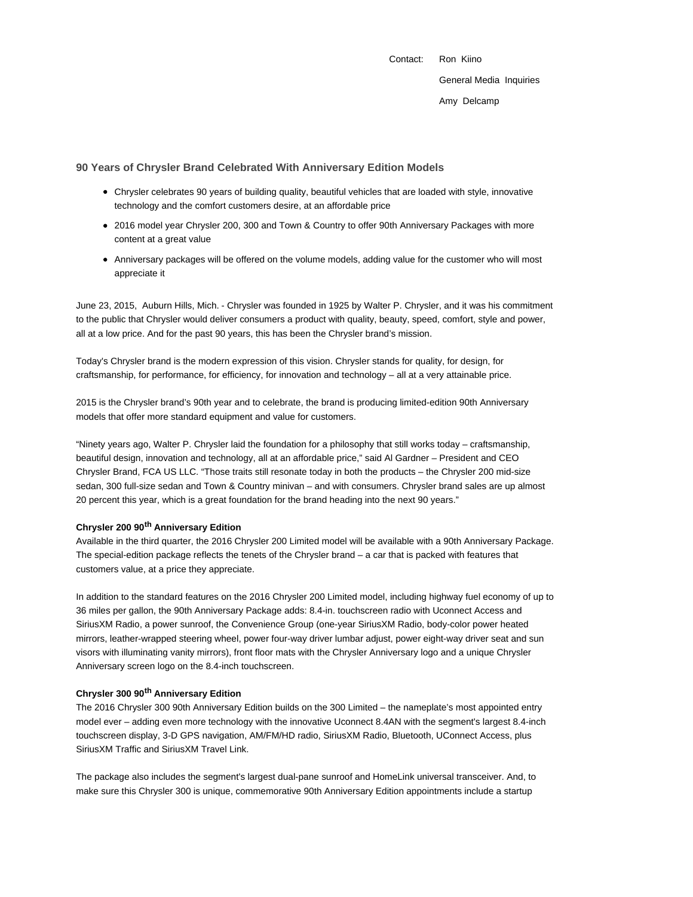Contact: Ron Kiino

General Media Inquiries

Amy Delcamp

## 90 Years of Chrysler Brand Celebrated With Anniversary Edition Models

- Chrysler celebrates 90 years of building quality, beautiful vehicles that are loaded with style, innovative technology and the comfort customers desire, at an affordable price
- 2016 model year Chrysler 200, 300 and Town & Country to offer 90th Anniversary Packages with more content at a great value
- Anniversary packages will be offered on the volume models, adding value for the customer who will most appreciate it

June 23, 2015, Auburn Hills, Mich. - Chrysler was founded in 1925 by Walter P. Chrysler, and it was his commitment to the public that Chrysler would deliver consumers a product with quality, beauty, speed, comfort, style and power, all at a low price. And for the past 90 years, this has been the Chrysler brand's mission.

Today's Chrysler brand is the modern expression of this vision. Chrysler stands for quality, for design, for craftsmanship, for performance, for efficiency, for innovation and technology – all at a very attainable price.

2015 is the Chrysler brand's 90th year and to celebrate, the brand is producing limited-edition 90th Anniversary models that offer more standard equipment and value for customers.

"Ninety years ago, Walter P. Chrysler laid the foundation for a philosophy that still works today – craftsmanship, beautiful design, innovation and technology, all at an affordable price," said Al Gardner – President and CEO Chrysler Brand, FCA US LLC. "Those traits still resonate today in both the products – the Chrysler 200 mid-size sedan, 300 full-size sedan and Town & Country minivan – and with consumers. Chrysler brand sales are up almost 20 percent this year, which is a great foundation for the brand heading into the next 90 years."

### Chrysler 200 90th Anniversary Edition

Available in the third quarter, the 2016 Chrysler 200 Limited model will be available with a 90th Anniversary Package. The special-edition package reflects the tenets of the Chrysler brand – a car that is packed with features that customers value, at a price they appreciate.

In addition to the standard features on the 2016 Chrysler 200 Limited model, including highway fuel economy of up to 36 miles per gallon, the 90th Anniversary Package adds: 8.4-in. touchscreen radio with Uconnect Access and SiriusXM Radio, a power sunroof, the Convenience Group (one-year SiriusXM Radio, body-color power heated mirrors, leather-wrapped steering wheel, power four-way driver lumbar adjust, power eight-way driver seat and sun visors with illuminating vanity mirrors), front floor mats with the Chrysler Anniversary logo and a unique Chrysler Anniversary screen logo on the 8.4-inch touchscreen.

### Chrysler 300 90th Anniversary Edition

The 2016 Chrysler 300 90th Anniversary Edition builds on the 300 Limited – the nameplate's most appointed entry model ever – adding even more technology with the innovative Uconnect 8.4AN with the segment's largest 8.4-inch touchscreen display, 3-D GPS navigation, AM/FM/HD radio, SiriusXM Radio, Bluetooth, UConnect Access, plus SiriusXM Traffic and SiriusXM Travel Link.

The package also includes the segment's largest dual-pane sunroof and HomeLink universal transceiver. And, to make sure this Chrysler 300 is unique, commemorative 90th Anniversary Edition appointments include a startup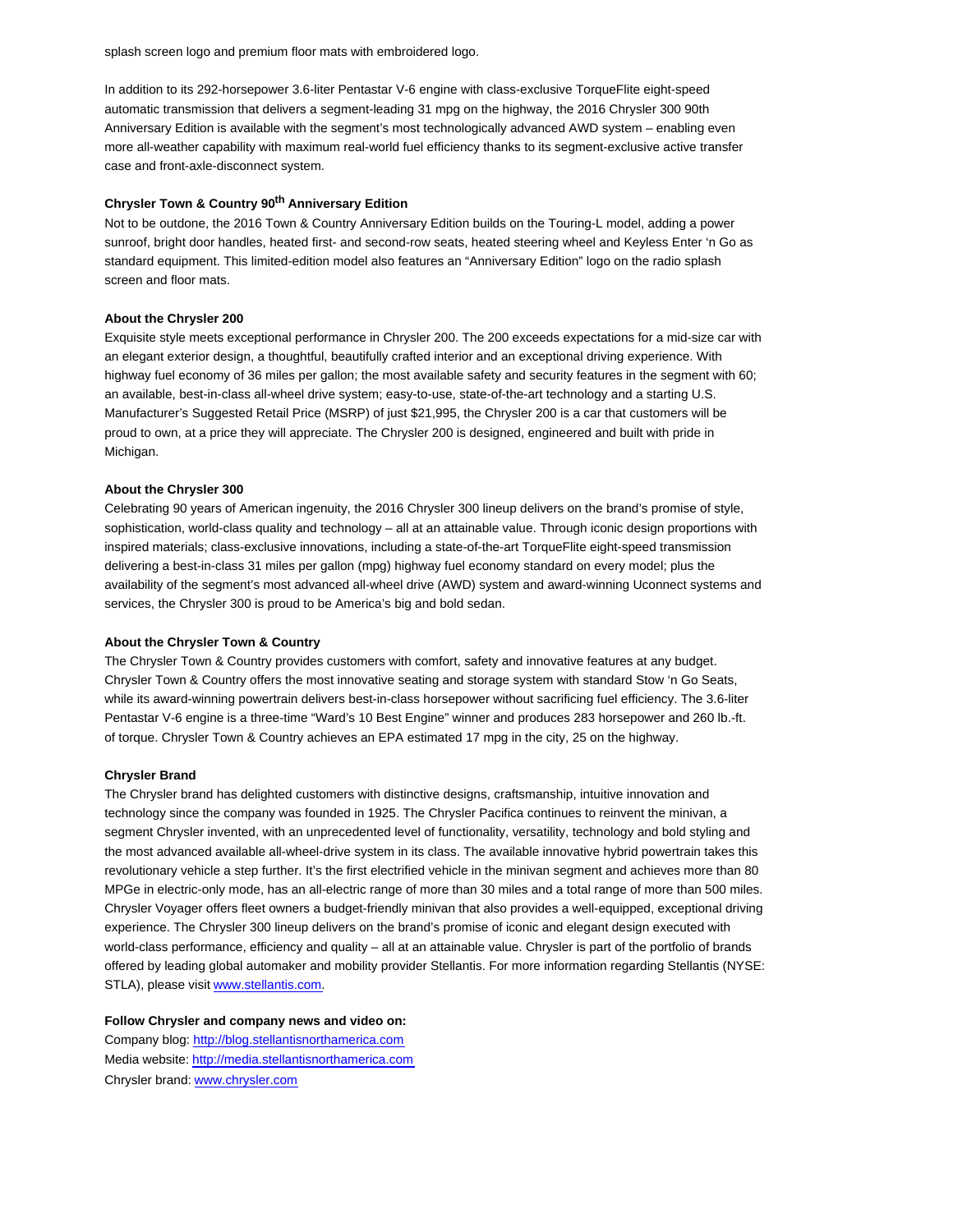splash screen logo and premium floor mats with embroidered logo.

In addition to its 292-horsepower 3.6-liter Pentastar V-6 engine with class-exclusive TorqueFlite eight-speed automatic transmission that delivers a segment-leading 31 mpg on the highway, the 2016 Chrysler 300 90th Anniversary Edition is available with the segment's most technologically advanced AWD system – enabling even more all-weather capability with maximum real-world fuel efficiency thanks to its segment-exclusive active transfer case and front-axle-disconnect system.

**Chrysler Town & Country 90th Anniversary Edition**

Not to be outdone, the 2016 Town & Country Anniversary Edition builds on the Touring-L model, adding a power sunroof, bright door handles, heated first- and second-row seats, heated steering wheel and Keyless Enter 'n Go as standard equipment. This limited-edition model also features an "Anniversary Edition" logo on the radio splash screen and floor mats.

**About the Chrysler 200**

Exquisite style meets exceptional performance in Chrysler 200. The 200 exceeds expectations for a mid-size car with an elegant exterior design, a thoughtful, beautifully crafted interior and an exceptional driving experience. With highway fuel economy of 36 miles per gallon; the most available safety and security features in the segment with 60; an available, best-in-class all-wheel drive system; easy-to-use, state-of-the-art technology and a starting U.S. Manufacturer's Suggested Retail Price (MSRP) of just $21,995, the Chrysler 200 is a car that customers will be proud to own, at a price they will appreciate. The Chrysler 200 is designed, engineered and built with pride in Michigan.

**About the Chrysler 300**

Celebrating 90 years of American ingenuity, the 2016 Chrysler 300 lineup delivers on the brand's promise of style, sophistication, world-class quality and technology – all at an attainable value. Through iconic design proportions with inspired materials; class-exclusive innovations, including a state-of-the-art TorqueFlite eight-speed transmission delivering a best-in-class 31 miles per gallon (mpg) highway fuel economy standard on every model; plus the availability of the segment's most advanced all-wheel drive (AWD) system and award-winning Uconnect systems and services, the Chrysler 300 is proud to be America's big and bold sedan.

**About the Chrysler Town & Country**

The Chrysler Town & Country provides customers with comfort, safety and innovative features at any budget. Chrysler Town & Country offers the most innovative seating and storage system with standard Stow 'n Go Seats, while its award-winning powertrain delivers best-in-class horsepower without sacrificing fuel efficiency. The 3.6-liter Pentastar V-6 engine is a three-time "Ward's 10 Best Engine" winner and produces 283 horsepower and 260 lb.-ft. of torque. Chrysler Town & Country achieves an EPA estimated 17 mpg in the city, 25 on the highway.

**Chrysler Brand**

The Chrysler brand has delighted customers with distinctive designs, craftsmanship, intuitive innovation and technology since the company was founded in 1925. The Chrysler Pacifica continues to reinvent the minivan, a segment Chrysler invented, with an unprecedented level of functionality, versatility, technology and bold styling and the most advanced available all-wheel-drive system in its class. The available innovative hybrid powertrain takes this revolutionary vehicle a step further. It's the first electrified vehicle in the minivan segment and achieves more than 80 MPGe in electric-only mode, has an all-electric range of more than 30 miles and a total range of more than 500 miles. Chrysler Voyager offers fleet owners a budget-friendly minivan that also provides a well-equipped, exceptional driving experience. The Chrysler 300 lineup delivers on the brand's promise of iconic and elegant design executed with world-class performance, efficiency and quality – all at an attainable value. Chrysler is part of the portfolio of brands offered by leading global automaker and mobility provider Stellantis. For more information regarding Stellantis (NYSE: STLA), please visit www.stellantis.com.

**Follow Chrysler and company news and video on:**

Company blog: http://blog.stellantisnorthamerica.com
Media website: http://media.stellantisnorthamerica.com
Chrysler brand: www.chrysler.com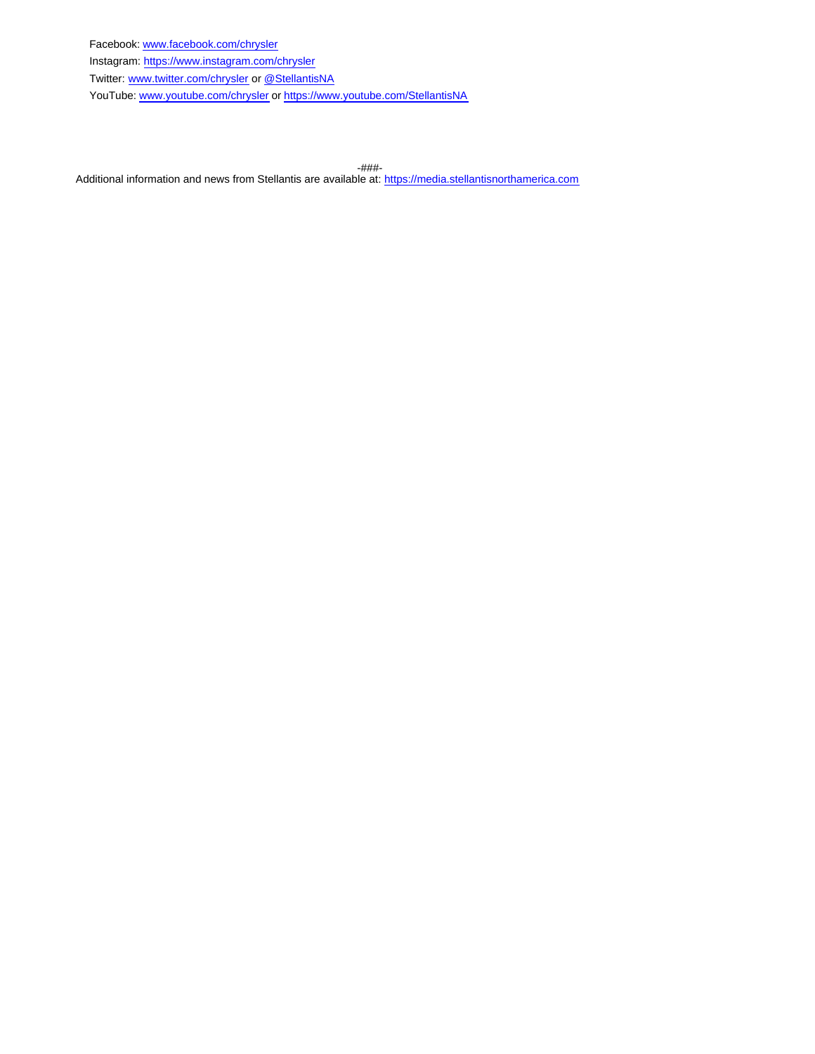Facebook: www.facebook.com/chrysler

Instagram: https://www.instagram.com/chrysler

Twitter: www.twitter.com/chrysler or @StellantisNA

YouTube: www.youtube.com/chrysler or https://www.youtube.com/StellantisNA

-###-

Additional information and news from Stellantis are available at: https://media.stellantisnorthamerica.com